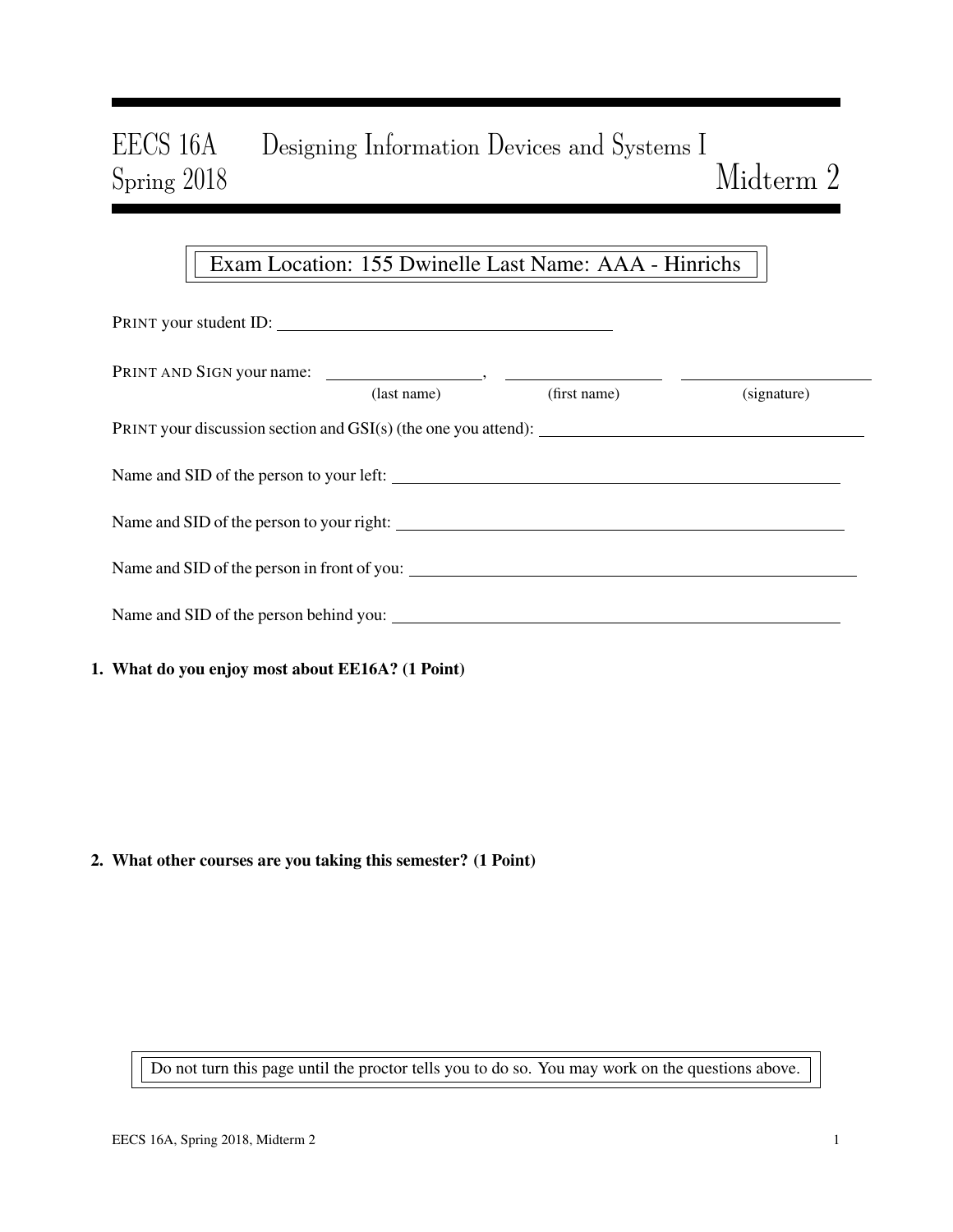# EECS 16A Designing Information Devices and Systems I
## Spring 2018 Midterm 2

Exam Location: 155 Dwinelle Last Name: AAA - Hinrichs

PRINT your student ID: ______________________

PRINT AND SIGN your name: ______________, ______________ ______________

(last name) (first name) (signature)

PRINT your discussion section and GSI(s) (the one you attend): ______________________

Name and SID of the person to your left: ______________________

Name and SID of the person to your right: ______________________

Name and SID of the person in front of you: ______________________

Name and SID of the person behind you: ______________________

**1. What do you enjoy most about EE16A? (1 Point)**

**2. What other courses are you taking this semester? (1 Point)**

Do not turn this page until the proctor tells you to do so. You may work on the questions above.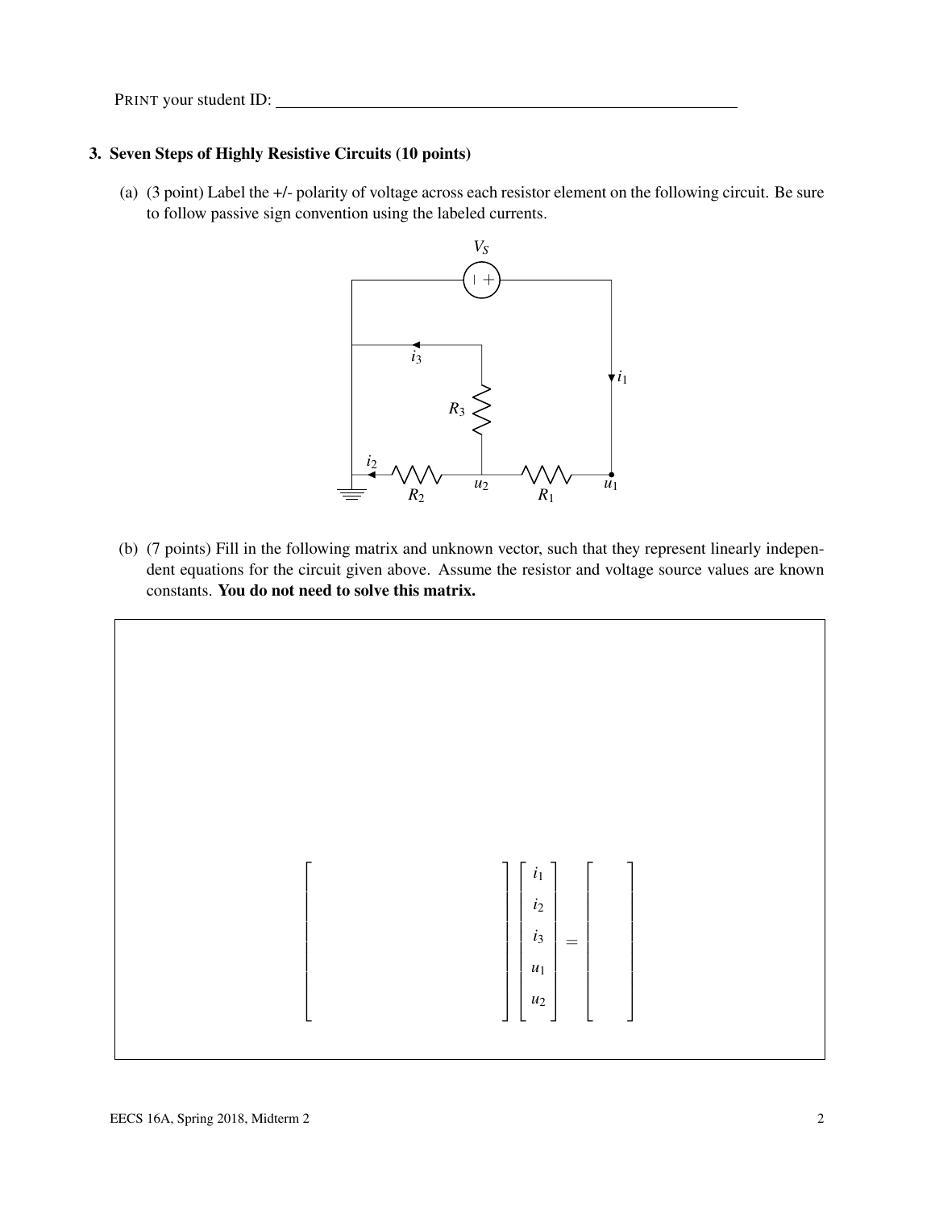PRINT your student ID: ______________________________

### 3. Seven Steps of Highly Resistive Circuits (10 points)

(a) (3 point) Label the +/- polarity of voltage across each resistor element on the following circuit. Be sure to follow passive sign convention using the labeled currents.

(b) (7 points) Fill in the following matrix and unknown vector, such that they represent linearly independent equations for the circuit given above. Assume the resistor and voltage source values are known constants. **You do not need to solve this matrix.**

$$\begin{bmatrix} & & & & \\ & & & & \\ & & & & \\ & & & & \\ & & & & \end{bmatrix} \begin{bmatrix} i_1 \\ i_2 \\ i_3 \\ u_1 \\ u_2 \end{bmatrix} = \begin{bmatrix} \\ \\ \\ \\ \\ \end{bmatrix}$$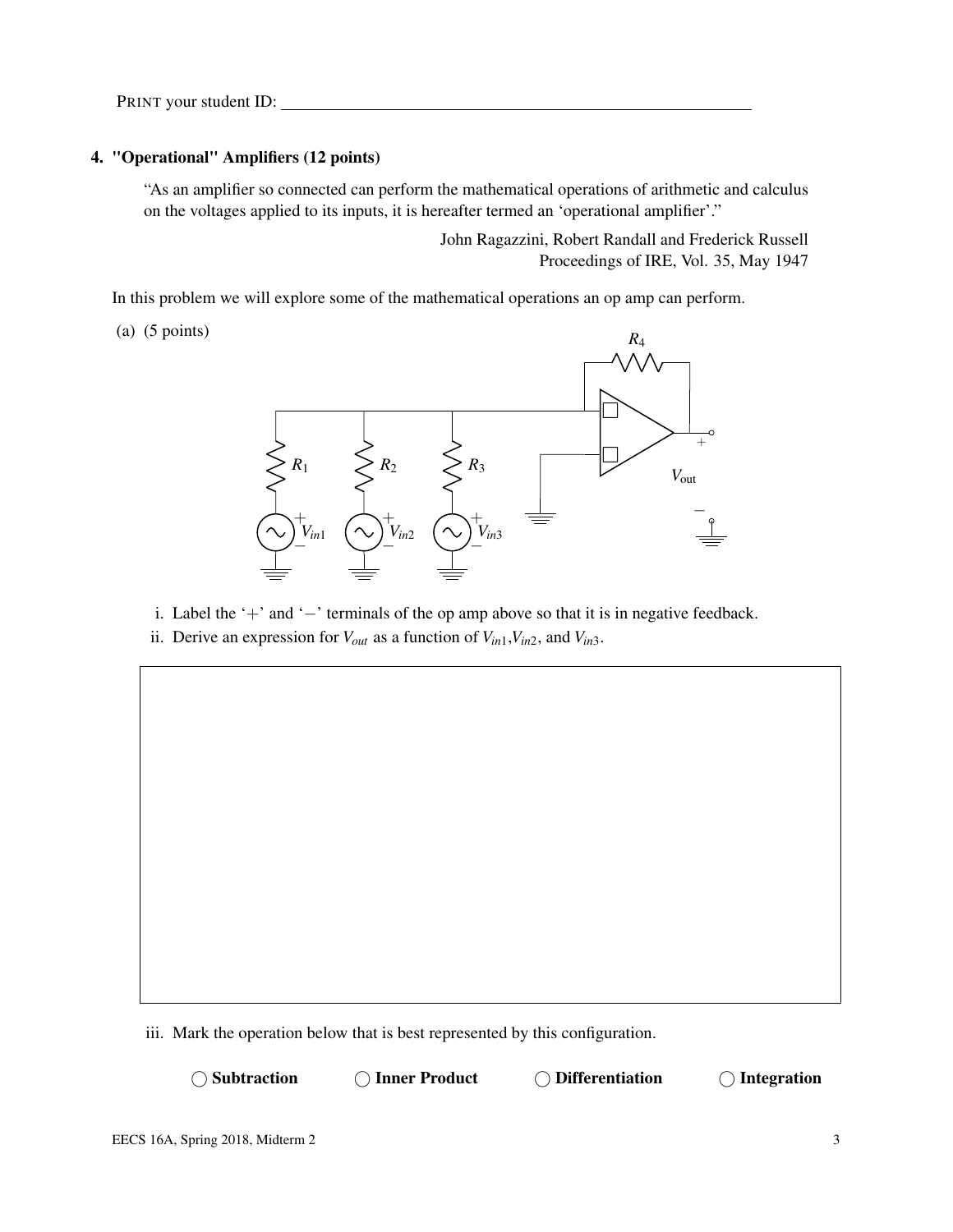PRINT your student ID: ______________________________

## 4. "Operational" Amplifiers (12 points)

> "As an amplifier so connected can perform the mathematical operations of arithmetic and calculus on the voltages applied to its inputs, it is hereafter termed an 'operational amplifier'."
>
> John Ragazzini, Robert Randall and Frederick Russell
> Proceedings of IRE, Vol. 35, May 1947

In this problem we will explore some of the mathematical operations an op amp can perform.

(a) (5 points)

$R_4$

$R_1$ $R_2$ $R_3$

$V_{in1}$ $V_{in2}$ $V_{in3}$

$V_{\text{out}}$

i. Label the '$+$' and '$-$' terminals of the op amp above so that it is in negative feedback.

ii. Derive an expression for $V_{out}$ as a function of $V_{in1}$,$V_{in2}$, and $V_{in3}$.

iii. Mark the operation below that is best represented by this configuration.

◯ **Subtraction** ◯ **Inner Product** ◯ **Differentiation** ◯ **Integration**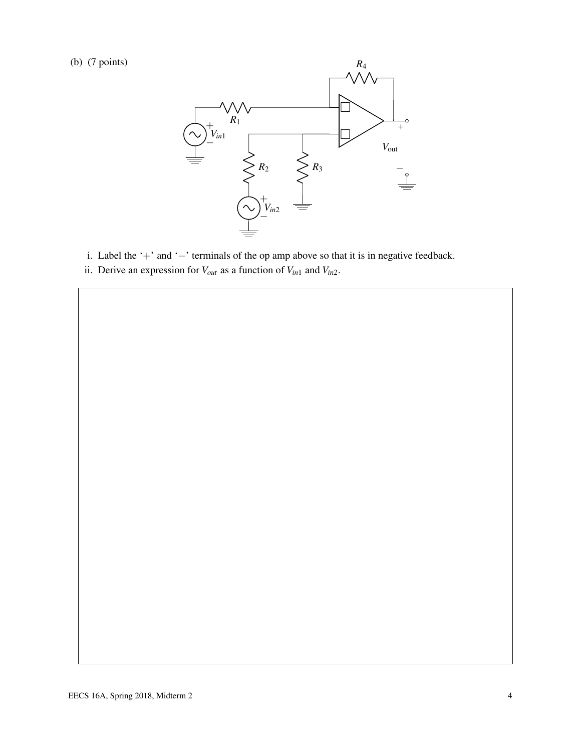(b) (7 points)

i. Label the '+' and '−' terminals of the op amp above so that it is in negative feedback.

ii. Derive an expression for $V_{out}$ as a function of $V_{in1}$ and $V_{in2}$.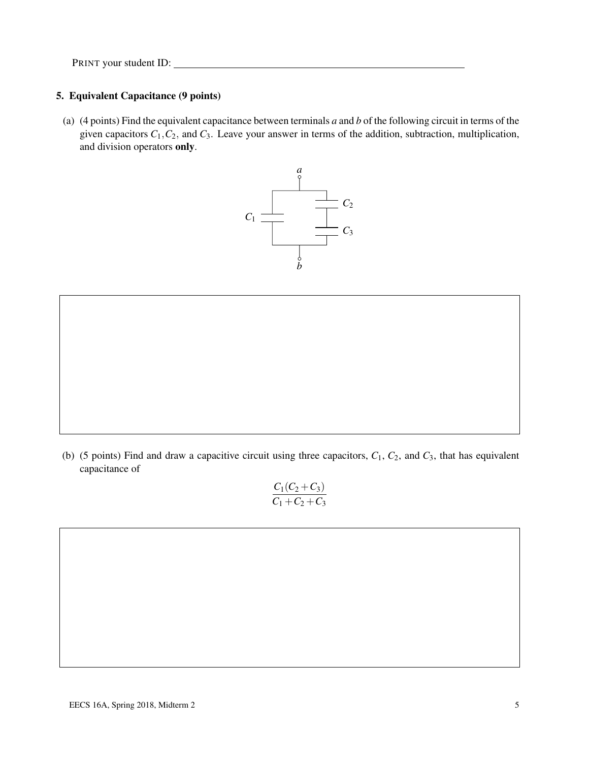PRINT your student ID: ____________________

## 5. Equivalent Capacitance (9 points)

(a) (4 points) Find the equivalent capacitance between terminals $a$ and $b$ of the following circuit in terms of the given capacitors $C_1, C_2$, and $C_3$. Leave your answer in terms of the addition, subtraction, multiplication, and division operators **only**.

(b) (5 points) Find and draw a capacitive circuit using three capacitors, $C_1$, $C_2$, and $C_3$, that has equivalent capacitance of

$$\frac{C_1(C_2+C_3)}{C_1+C_2+C_3}$$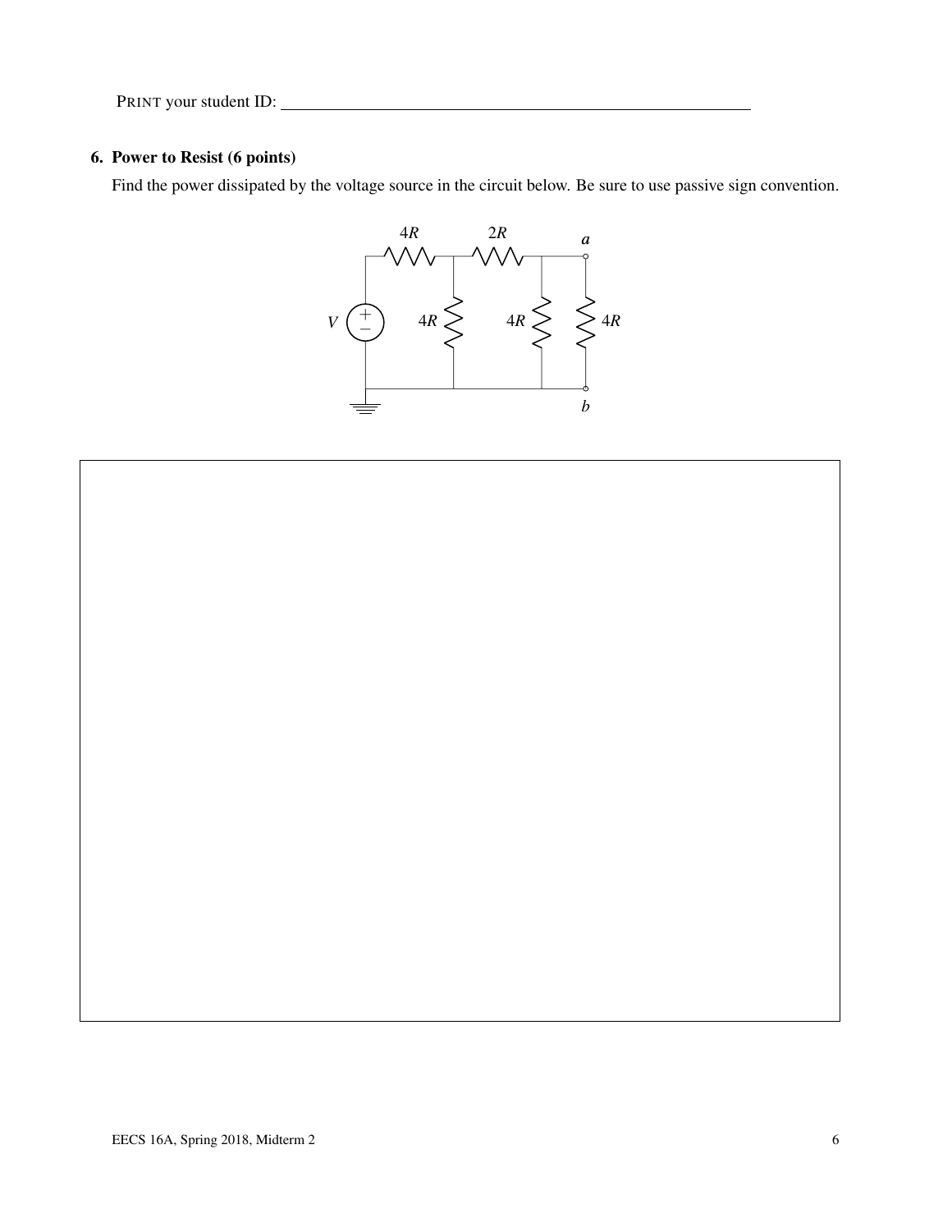PRINT your student ID: ______________________________

## 6. Power to Resist (6 points)

Find the power dissipated by the voltage source in the circuit below. Be sure to use passive sign convention.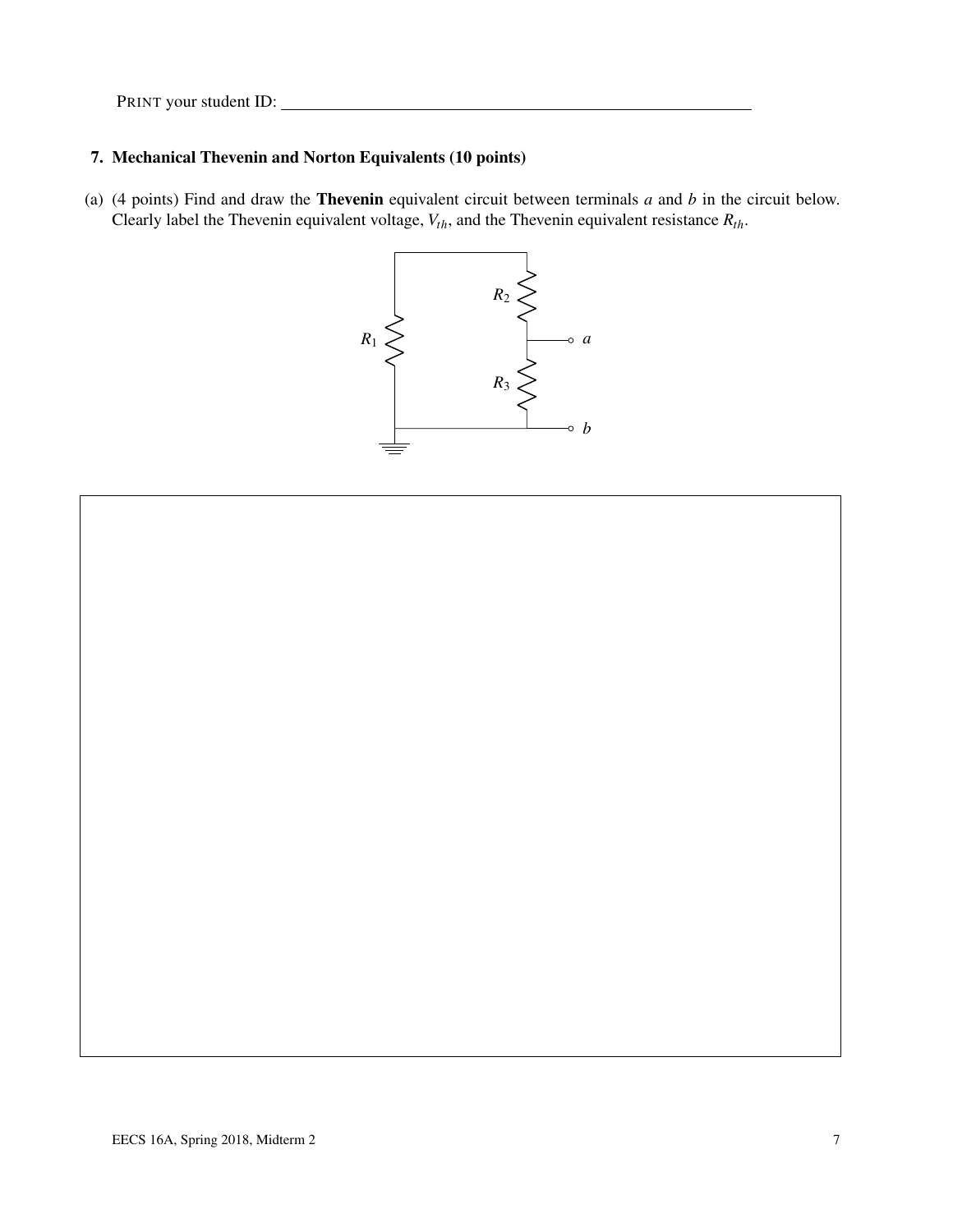PRINT your student ID: ____________________________________________

**7. Mechanical Thevenin and Norton Equivalents (10 points)**

(a) (4 points) Find and draw the **Thevenin** equivalent circuit between terminals $a$ and $b$ in the circuit below. Clearly label the Thevenin equivalent voltage, $V_{th}$, and the Thevenin equivalent resistance $R_{th}$.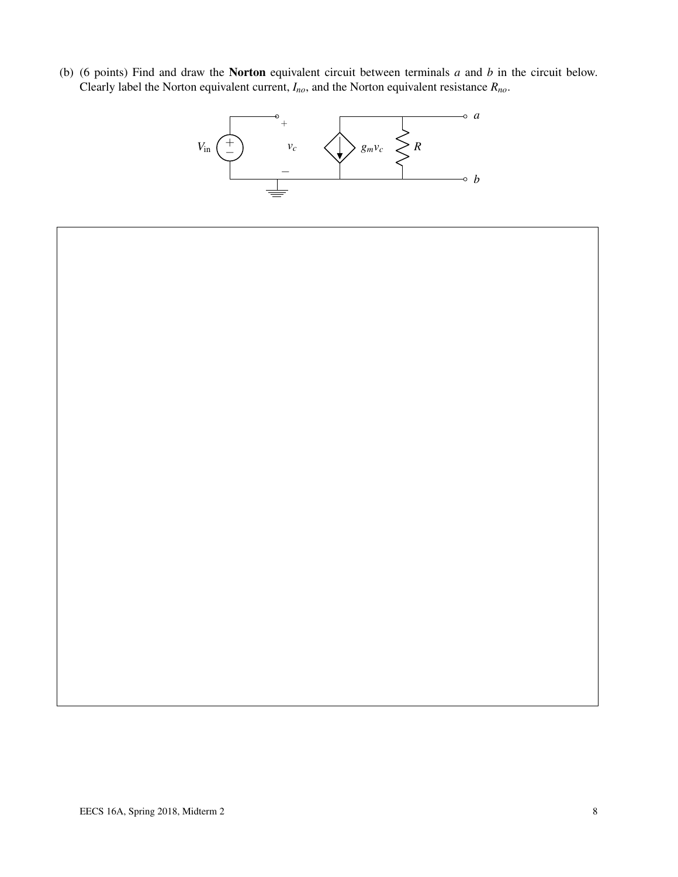(b) (6 points) Find and draw the **Norton** equivalent circuit between terminals $a$ and $b$ in the circuit below. Clearly label the Norton equivalent current, $I_{no}$, and the Norton equivalent resistance $R_{no}$.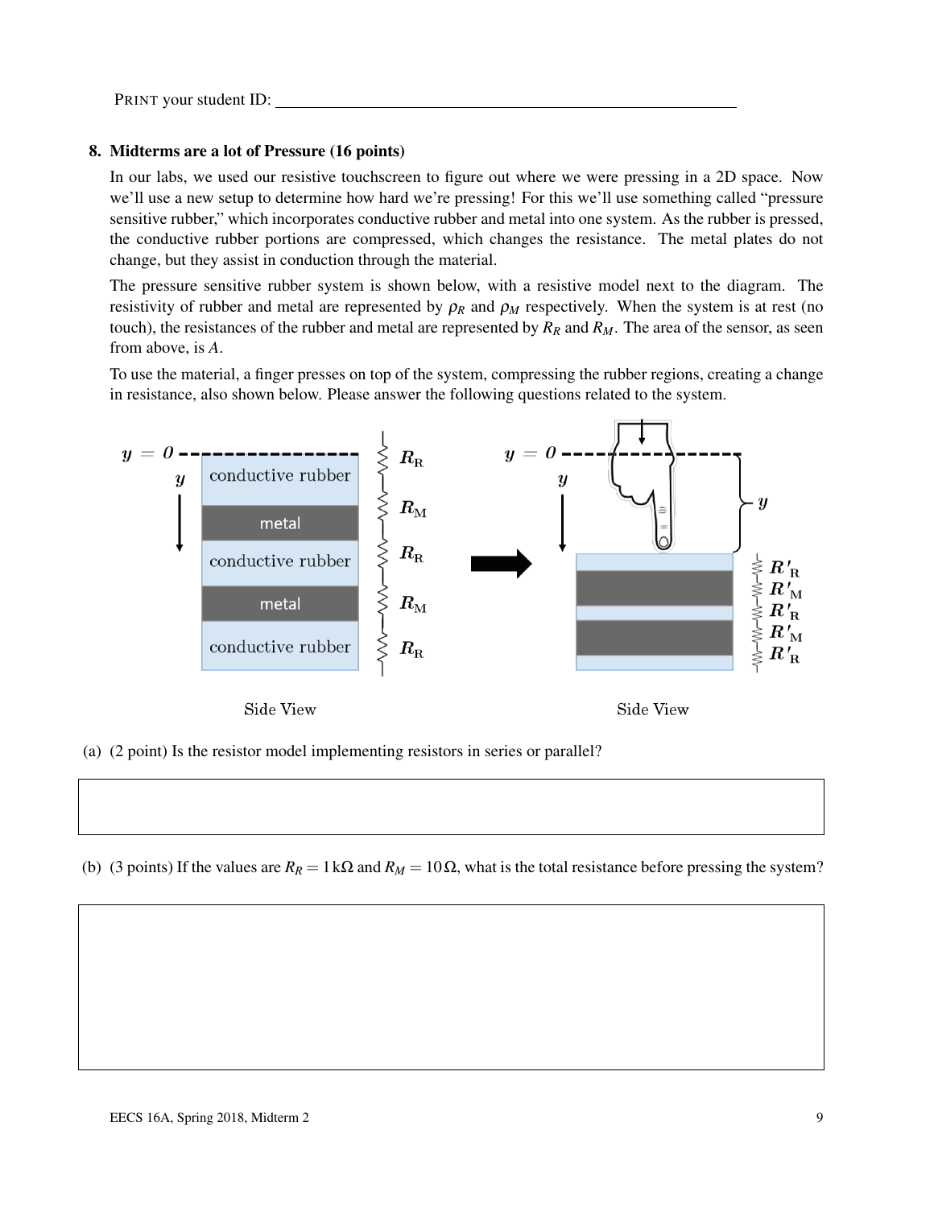PRINT your student ID: ______________________________

## 8. Midterms are a lot of Pressure (16 points)

In our labs, we used our resistive touchscreen to figure out where we were pressing in a 2D space. Now we'll use a new setup to determine how hard we're pressing! For this we'll use something called "pressure sensitive rubber," which incorporates conductive rubber and metal into one system. As the rubber is pressed, the conductive rubber portions are compressed, which changes the resistance. The metal plates do not change, but they assist in conduction through the material.

The pressure sensitive rubber system is shown below, with a resistive model next to the diagram. The resistivity of rubber and metal are represented by $\rho_R$ and $\rho_M$ respectively. When the system is at rest (no touch), the resistances of the rubber and metal are represented by $R_R$ and $R_M$. The area of the sensor, as seen from above, is $A$.

To use the material, a finger presses on top of the system, compressing the rubber regions, creating a change in resistance, also shown below. Please answer the following questions related to the system.

Side View (left): $y = 0$ at the top; layers from top to bottom: conductive rubber ($R_R$), metal ($R_M$), conductive rubber ($R_R$), metal ($R_M$), conductive rubber ($R_R$).

Side View (right, after pressing): $y = 0$ at the top; compressed layers with resistances $R'_R$, $R'_M$, $R'_R$, $R'_M$, $R'_R$; the finger presses down a distance $y$.

(a) (2 point) Is the resistor model implementing resistors in series or parallel?

(b) (3 points) If the values are $R_R = 1\,\text{k}\Omega$ and $R_M = 10\,\Omega$, what is the total resistance before pressing the system?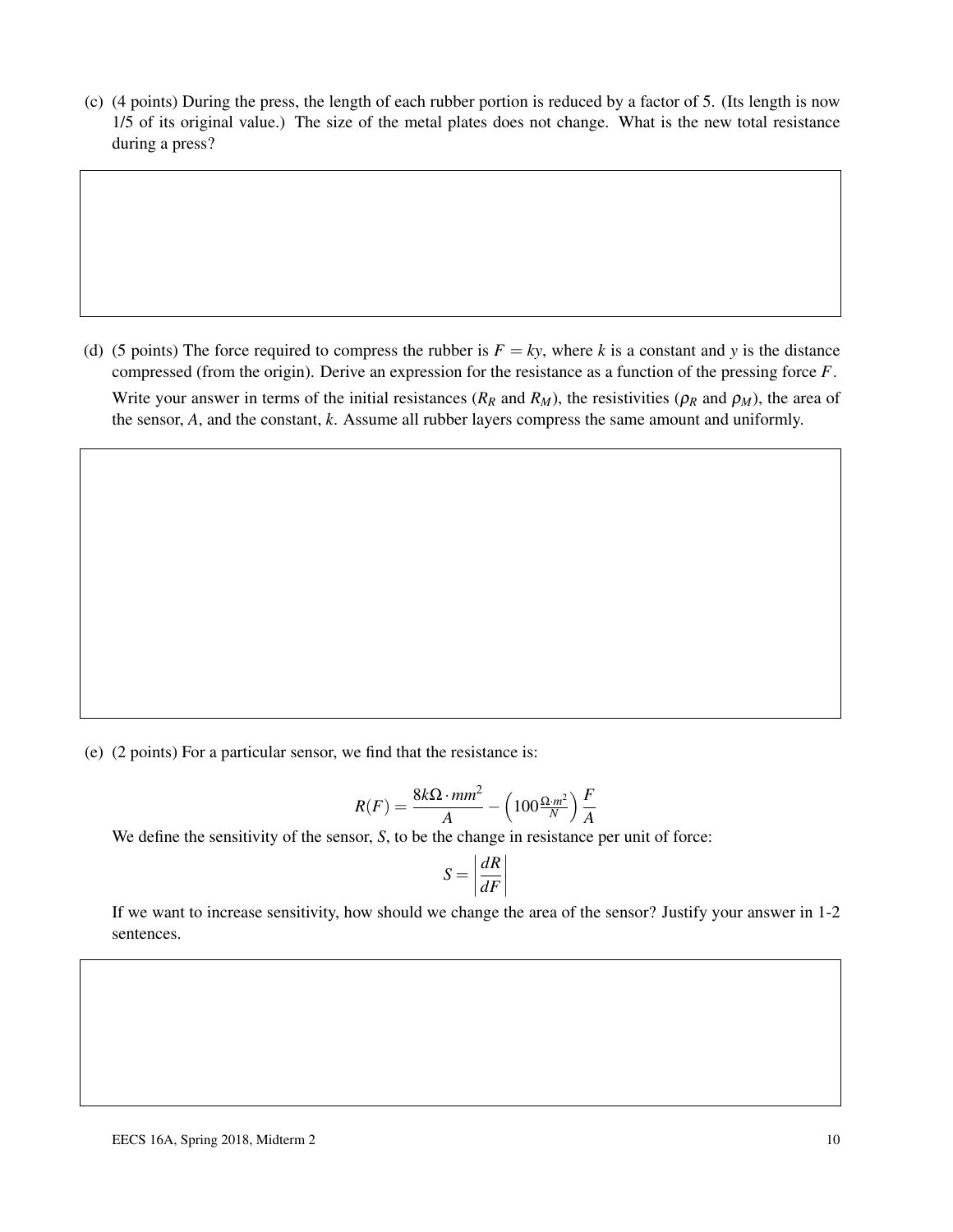(c) (4 points) During the press, the length of each rubber portion is reduced by a factor of 5. (Its length is now 1/5 of its original value.) The size of the metal plates does not change. What is the new total resistance during a press?

(d) (5 points) The force required to compress the rubber is $F = ky$, where $k$ is a constant and $y$ is the distance compressed (from the origin). Derive an expression for the resistance as a function of the pressing force $F$.

Write your answer in terms of the initial resistances ($R_R$ and $R_M$), the resistivities ($\rho_R$ and $\rho_M$), the area of the sensor, $A$, and the constant, $k$. Assume all rubber layers compress the same amount and uniformly.

(e) (2 points) For a particular sensor, we find that the resistance is:

$$R(F) = \frac{8k\Omega \cdot mm^2}{A} - \left(100\frac{\Omega \cdot m^2}{N}\right)\frac{F}{A}$$

We define the sensitivity of the sensor, $S$, to be the change in resistance per unit of force:

$$S = \left|\frac{dR}{dF}\right|$$

If we want to increase sensitivity, how should we change the area of the sensor? Justify your answer in 1-2 sentences.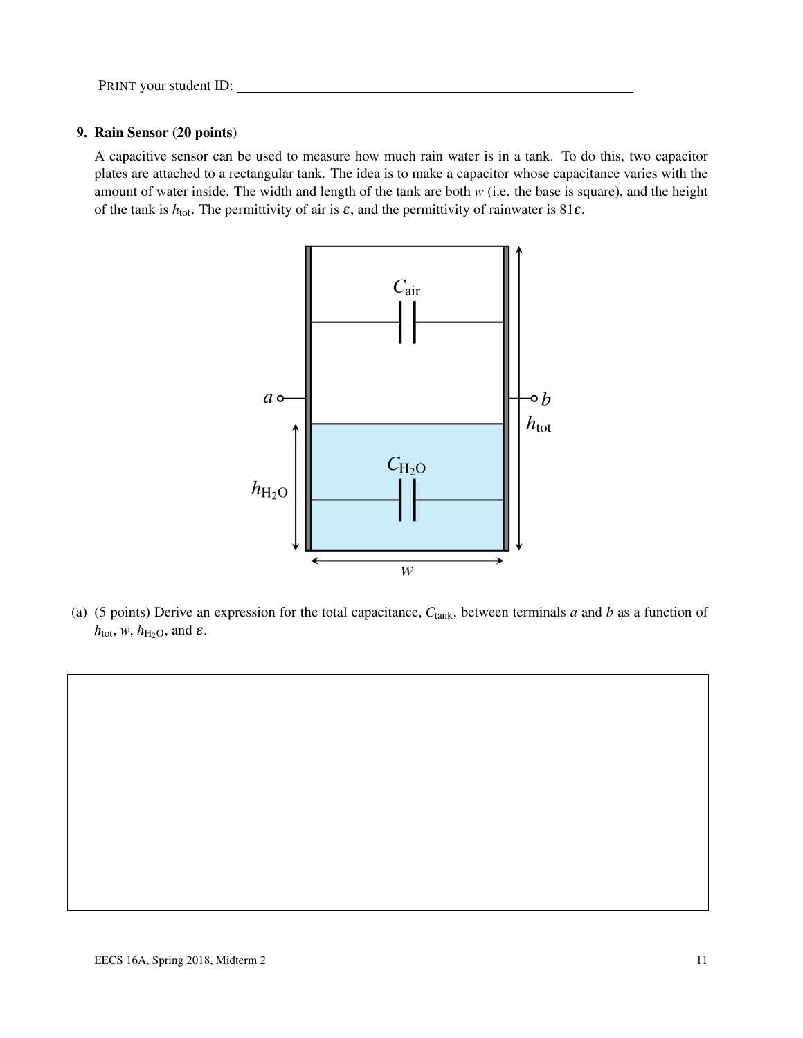PRINT your student ID: ______________________________

### 9. Rain Sensor (20 points)

A capacitive sensor can be used to measure how much rain water is in a tank. To do this, two capacitor plates are attached to a rectangular tank. The idea is to make a capacitor whose capacitance varies with the amount of water inside. The width and length of the tank are both $w$ (i.e. the base is square), and the height of the tank is $h_{\text{tot}}$. The permittivity of air is $\varepsilon$, and the permittivity of rainwater is $81\varepsilon$.

(a) (5 points) Derive an expression for the total capacitance, $C_{\text{tank}}$, between terminals $a$ and $b$ as a function of $h_{\text{tot}}$, $w$, $h_{H_2O}$, and $\varepsilon$.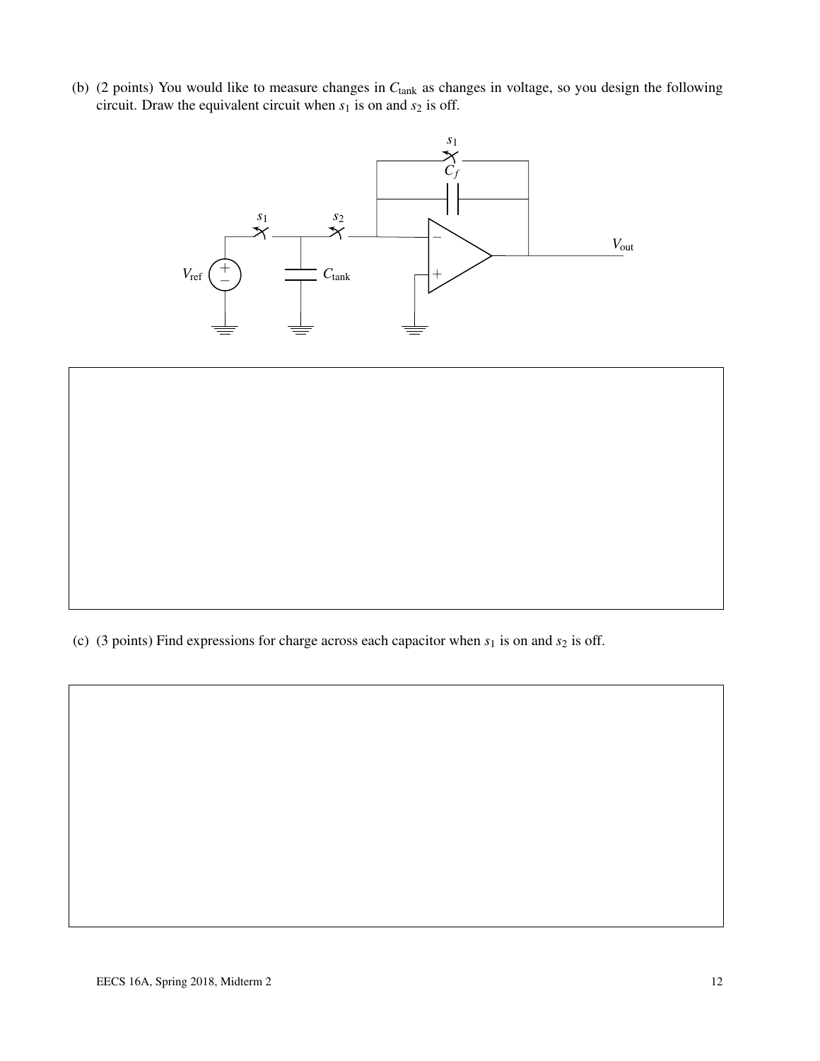(b) (2 points) You would like to measure changes in $C_{\text{tank}}$ as changes in voltage, so you design the following circuit. Draw the equivalent circuit when $s_1$ is on and $s_2$ is off.

(c) (3 points) Find expressions for charge across each capacitor when $s_1$ is on and $s_2$ is off.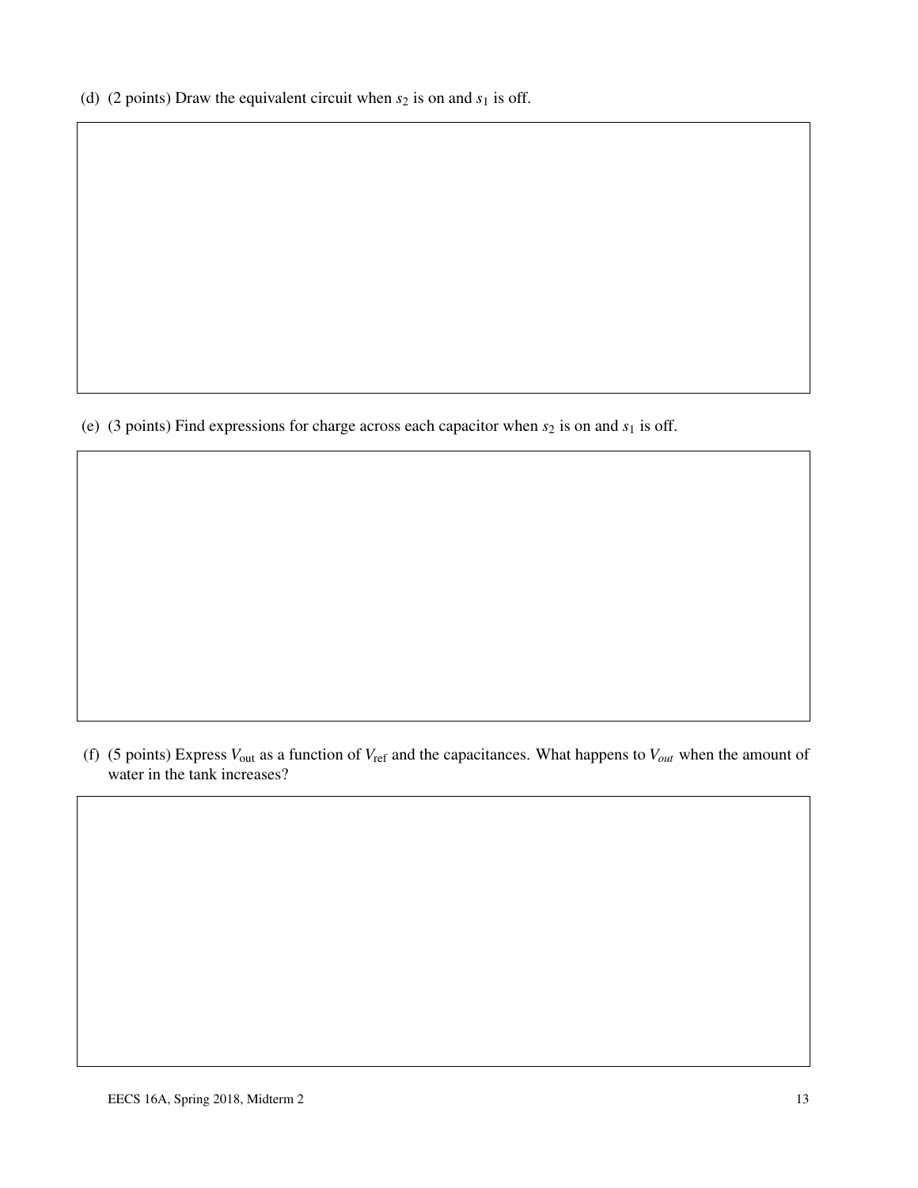(d) (2 points) Draw the equivalent circuit when $s_2$ is on and $s_1$ is off.

(e) (3 points) Find expressions for charge across each capacitor when $s_2$ is on and $s_1$ is off.

(f) (5 points) Express $V_{\text{out}}$ as a function of $V_{\text{ref}}$ and the capacitances. What happens to $V_{out}$ when the amount of water in the tank increases?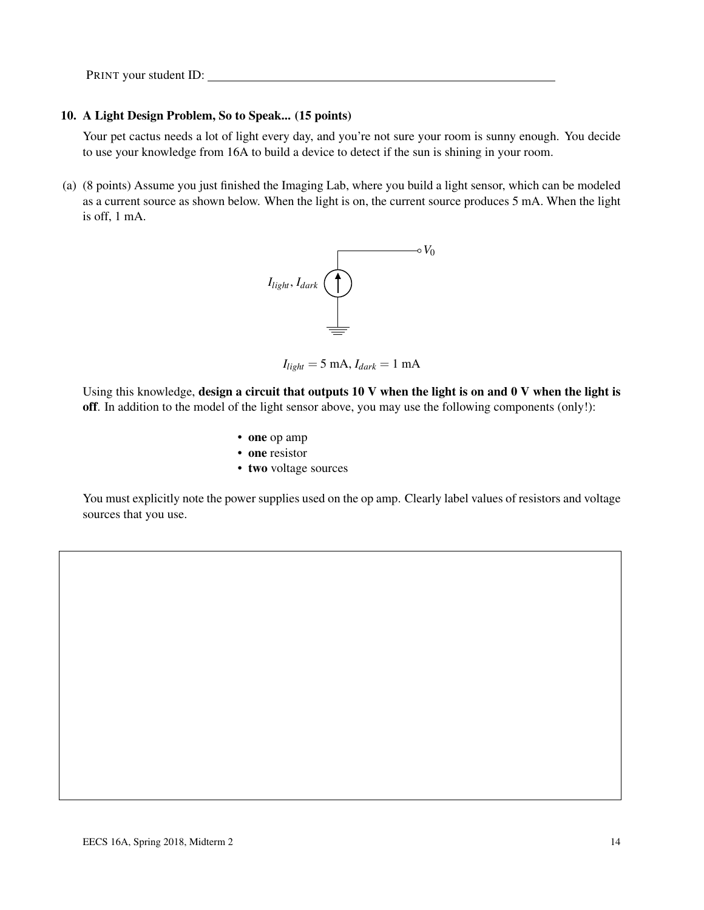PRINT your student ID: ______________________________

**10. A Light Design Problem, So to Speak... (15 points)**

Your pet cactus needs a lot of light every day, and you're not sure your room is sunny enough. You decide to use your knowledge from 16A to build a device to detect if the sun is shining in your room.

(a) (8 points) Assume you just finished the Imaging Lab, where you build a light sensor, which can be modeled as a current source as shown below. When the light is on, the current source produces 5 mA. When the light is off, 1 mA.

$I_{light}$, $I_{dark}$ — $V_0$

$I_{light} = 5$ mA, $I_{dark} = 1$ mA

Using this knowledge, **design a circuit that outputs 10 V when the light is on and 0 V when the light is off**. In addition to the model of the light sensor above, you may use the following components (only!):

- **one** op amp
- **one** resistor
- **two** voltage sources

You must explicitly note the power supplies used on the op amp. Clearly label values of resistors and voltage sources that you use.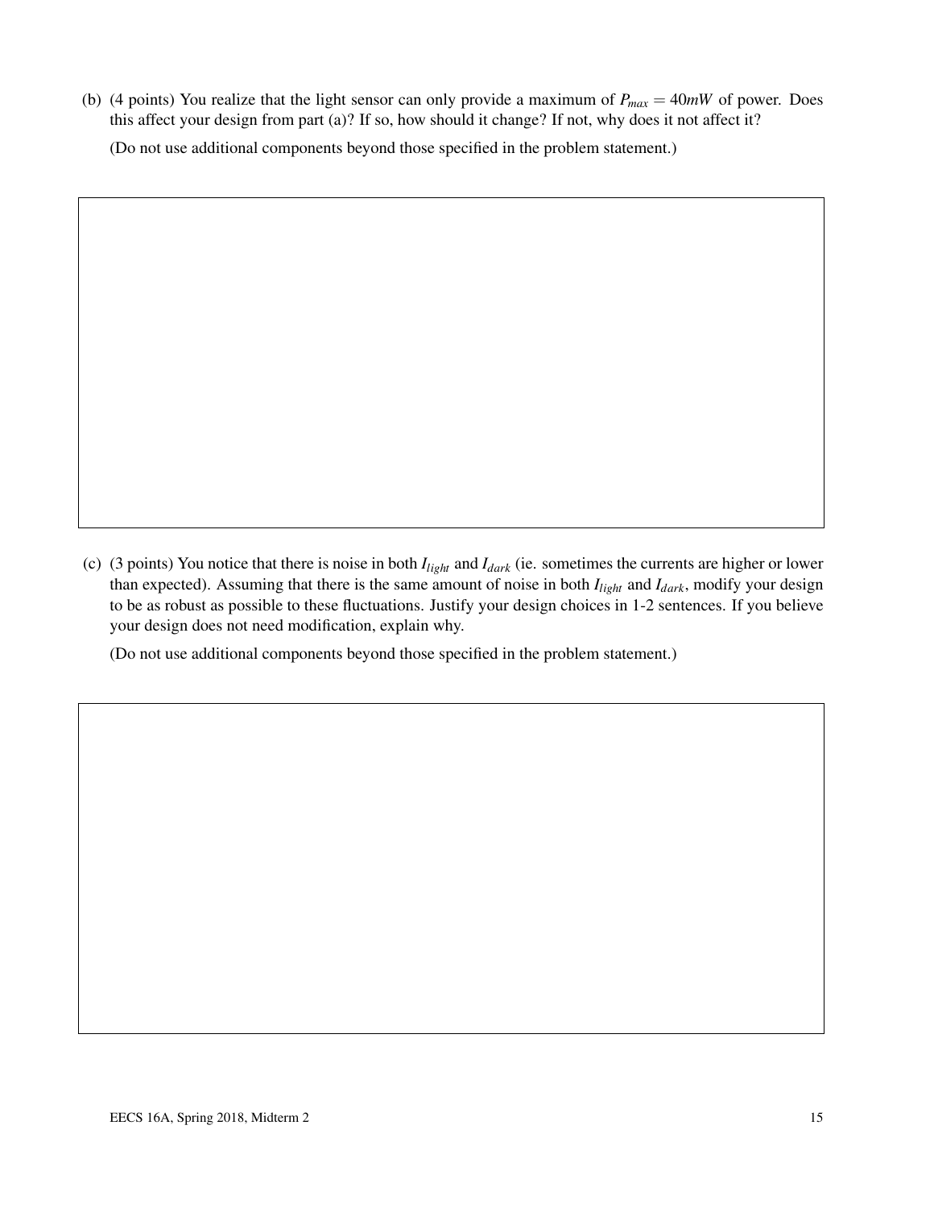(b) (4 points) You realize that the light sensor can only provide a maximum of $P_{max} = 40mW$ of power. Does this affect your design from part (a)? If so, how should it change? If not, why does it not affect it?

(Do not use additional components beyond those specified in the problem statement.)

(c) (3 points) You notice that there is noise in both $I_{light}$ and $I_{dark}$ (ie. sometimes the currents are higher or lower than expected). Assuming that there is the same amount of noise in both $I_{light}$ and $I_{dark}$, modify your design to be as robust as possible to these fluctuations. Justify your design choices in 1-2 sentences. If you believe your design does not need modification, explain why.

(Do not use additional components beyond those specified in the problem statement.)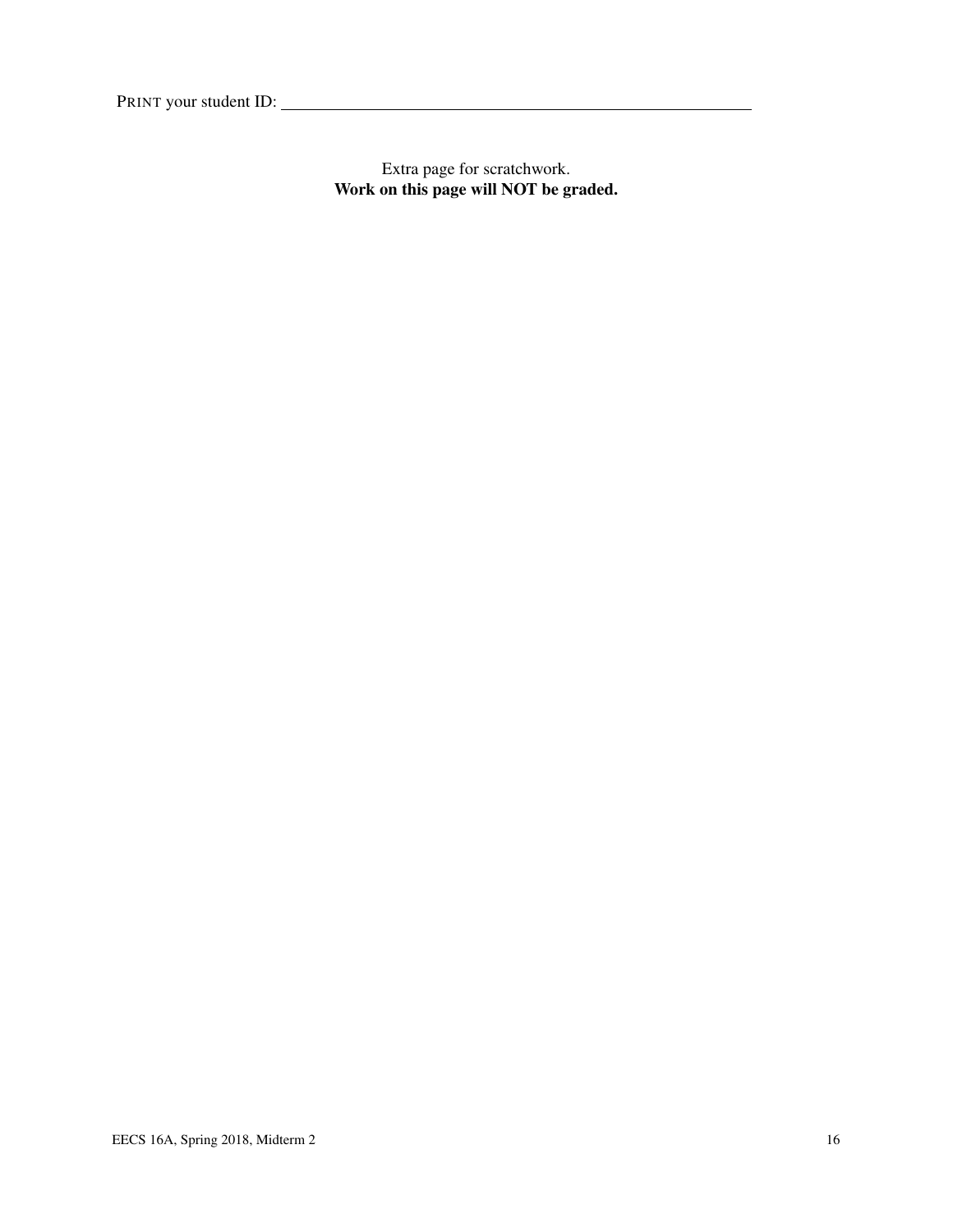PRINT your student ID: ____________________

Extra page for scratchwork.
**Work on this page will NOT be graded.**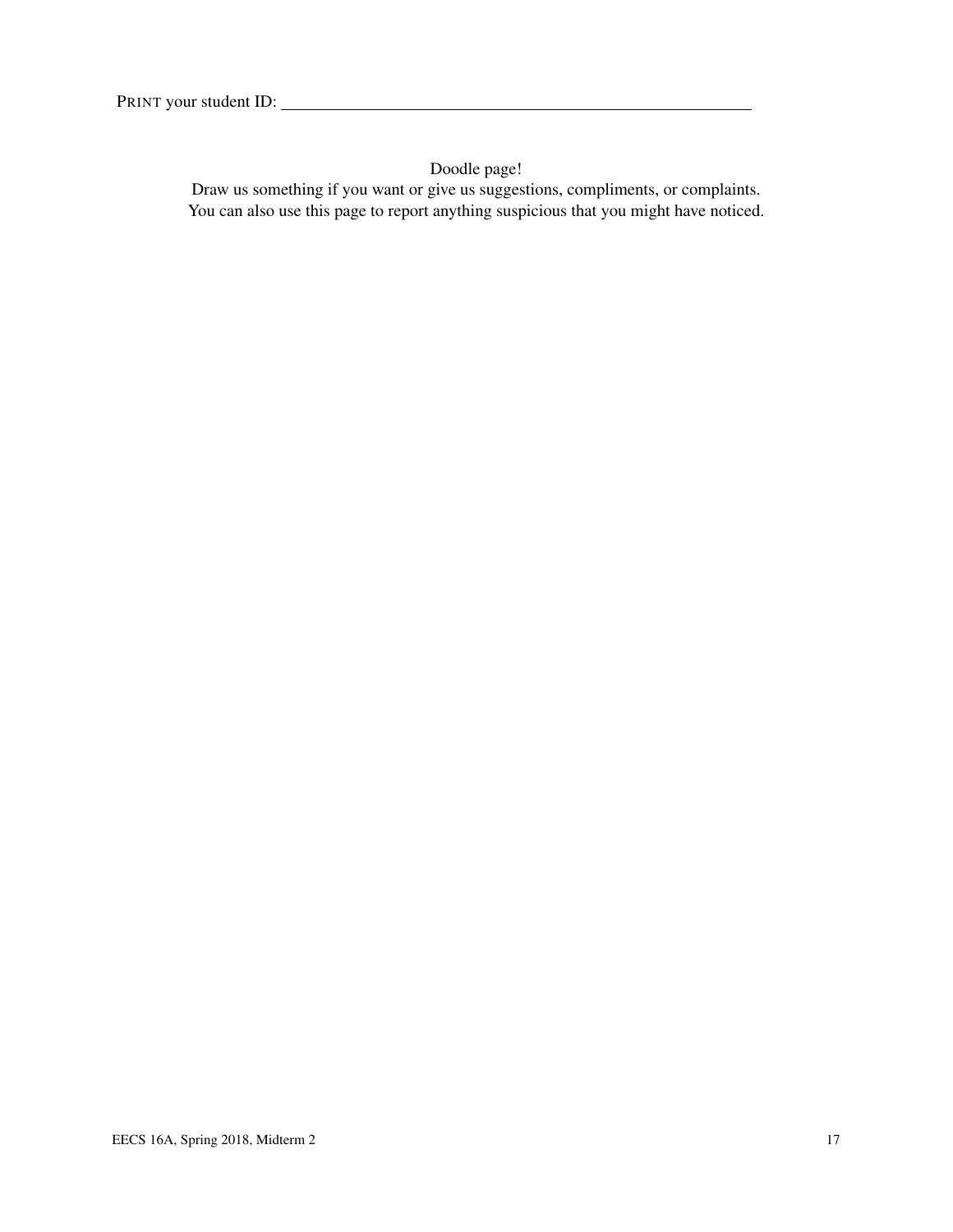PRINT your student ID: ____________________________________________

Doodle page!

Draw us something if you want or give us suggestions, compliments, or complaints.
You can also use this page to report anything suspicious that you might have noticed.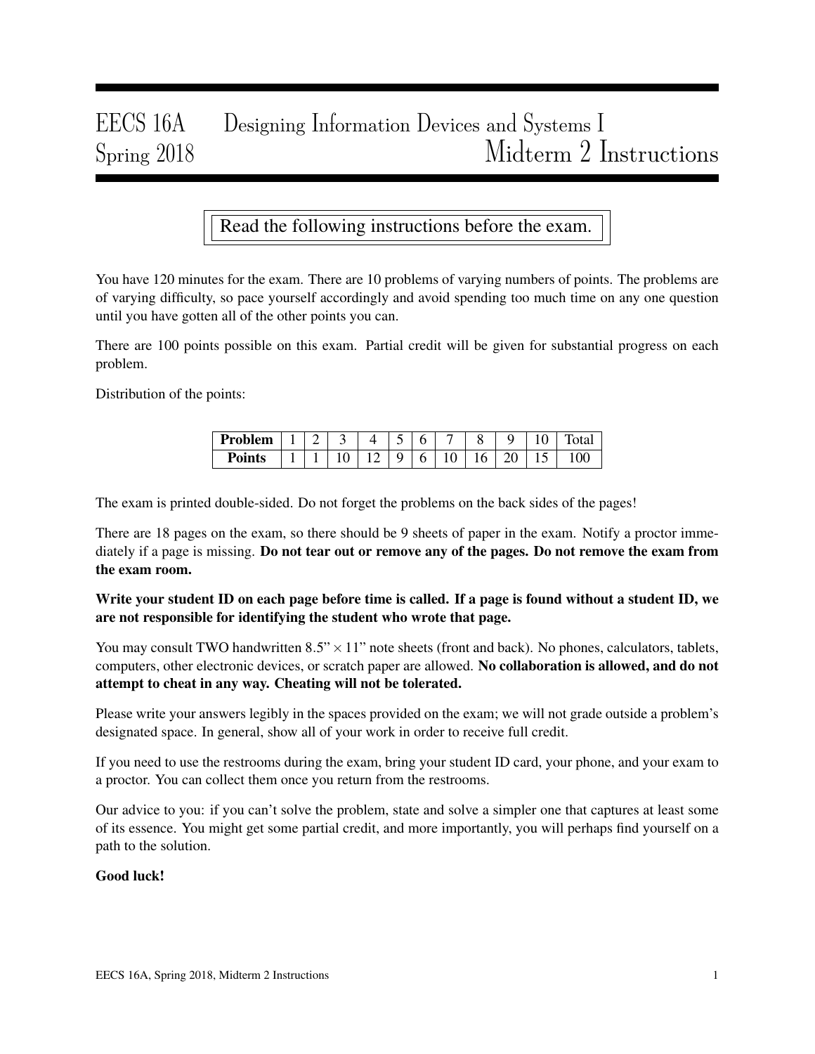# EECS 16A Designing Information Devices and Systems I
## Spring 2018 Midterm 2 Instructions

**Read the following instructions before the exam.**

You have 120 minutes for the exam. There are 10 problems of varying numbers of points. The problems are of varying difficulty, so pace yourself accordingly and avoid spending too much time on any one question until you have gotten all of the other points you can.

There are 100 points possible on this exam. Partial credit will be given for substantial progress on each problem.

Distribution of the points:

| Problem | 1 | 2 | 3 | 4 | 5 | 6 | 7 | 8 | 9 | 10 | Total |
|---|---|---|---|---|---|---|---|---|---|---|---|
| Points | 1 | 1 | 10 | 12 | 9 | 6 | 10 | 16 | 20 | 15 | 100 |

The exam is printed double-sided. Do not forget the problems on the back sides of the pages!

There are 18 pages on the exam, so there should be 9 sheets of paper in the exam. Notify a proctor immediately if a page is missing. **Do not tear out or remove any of the pages. Do not remove the exam from the exam room.**

**Write your student ID on each page before time is called. If a page is found without a student ID, we are not responsible for identifying the student who wrote that page.**

You may consult TWO handwritten 8.5" $\times$ 11" note sheets (front and back). No phones, calculators, tablets, computers, other electronic devices, or scratch paper are allowed. **No collaboration is allowed, and do not attempt to cheat in any way. Cheating will not be tolerated.**

Please write your answers legibly in the spaces provided on the exam; we will not grade outside a problem's designated space. In general, show all of your work in order to receive full credit.

If you need to use the restrooms during the exam, bring your student ID card, your phone, and your exam to a proctor. You can collect them once you return from the restrooms.

Our advice to you: if you can't solve the problem, state and solve a simpler one that captures at least some of its essence. You might get some partial credit, and more importantly, you will perhaps find yourself on a path to the solution.

**Good luck!**